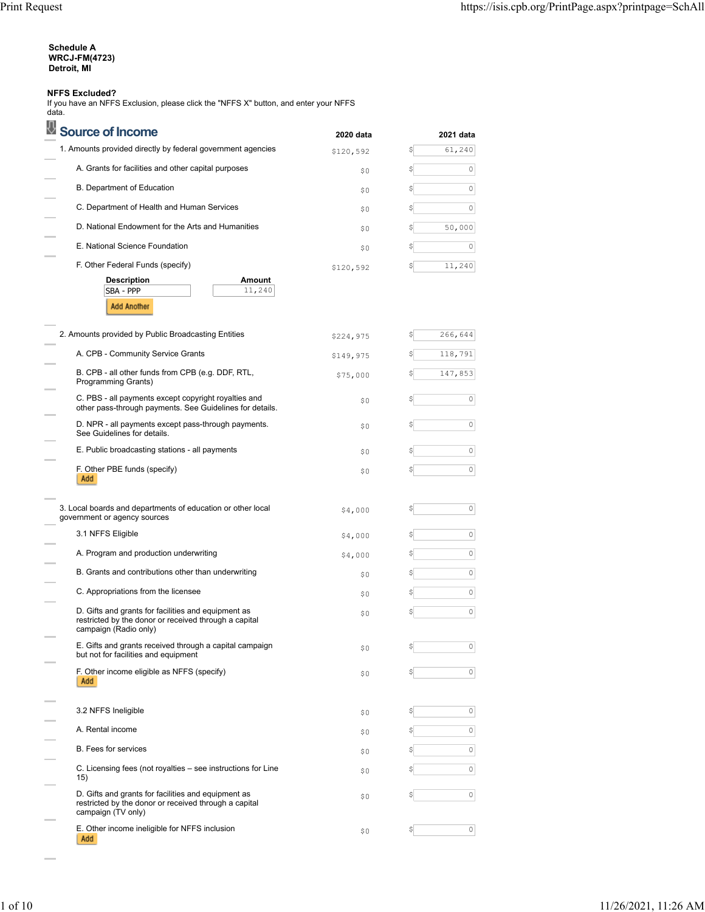**Schedule A**
**WRCJ-FM(4723)**
**Detroit, MI**

**NFFS Excluded?**
If you have an NFFS Exclusion, please click the "NFFS X" button, and enter your NFFS data.

## Source of Income

| | 2020 data | 2021 data |
|---|---|---|
| 1. Amounts provided directly by federal government agencies | $120,592 | $ 61,240 |
| A. Grants for facilities and other capital purposes | $0 | $ 0 |
| B. Department of Education | $0 | $ 0 |
| C. Department of Health and Human Services | $0 | $ 0 |
| D. National Endowment for the Arts and Humanities | $0 | $ 50,000 |
| E. National Science Foundation | $0 | $ 0 |
| F. Other Federal Funds (specify) | $120,592 | $ 11,240 |

| Description | Amount |
|---|---|
| SBA - PPP | 11,240 |

Add Another

| | 2020 data | 2021 data |
|---|---|---|
| 2. Amounts provided by Public Broadcasting Entities | $224,975 | $ 266,644 |
| A. CPB - Community Service Grants | $149,975 | $ 118,791 |
| B. CPB - all other funds from CPB (e.g. DDF, RTL, Programming Grants) | $75,000 | $ 147,853 |
| C. PBS - all payments except copyright royalties and other pass-through payments. See Guidelines for details. | $0 | $ 0 |
| D. NPR - all payments except pass-through payments. See Guidelines for details. | $0 | $ 0 |
| E. Public broadcasting stations - all payments | $0 | $ 0 |
| F. Other PBE funds (specify) | $0 | $ 0 |
| 3. Local boards and departments of education or other local government or agency sources | $4,000 | $ 0 |
| 3.1 NFFS Eligible | $4,000 | $ 0 |
| A. Program and production underwriting | $4,000 | $ 0 |
| B. Grants and contributions other than underwriting | $0 | $ 0 |
| C. Appropriations from the licensee | $0 | $ 0 |
| D. Gifts and grants for facilities and equipment as restricted by the donor or received through a capital campaign (Radio only) | $0 | $ 0 |
| E. Gifts and grants received through a capital campaign but not for facilities and equipment | $0 | $ 0 |
| F. Other income eligible as NFFS (specify) | $0 | $ 0 |
| 3.2 NFFS Ineligible | $0 | $ 0 |
| A. Rental income | $0 | $ 0 |
| B. Fees for services | $0 | $ 0 |
| C. Licensing fees (not royalties – see instructions for Line 15) | $0 | $ 0 |
| D. Gifts and grants for facilities and equipment as restricted by the donor or received through a capital campaign (TV only) | $0 | $ 0 |
| E. Other income ineligible for NFFS inclusion | $0 | $ 0 |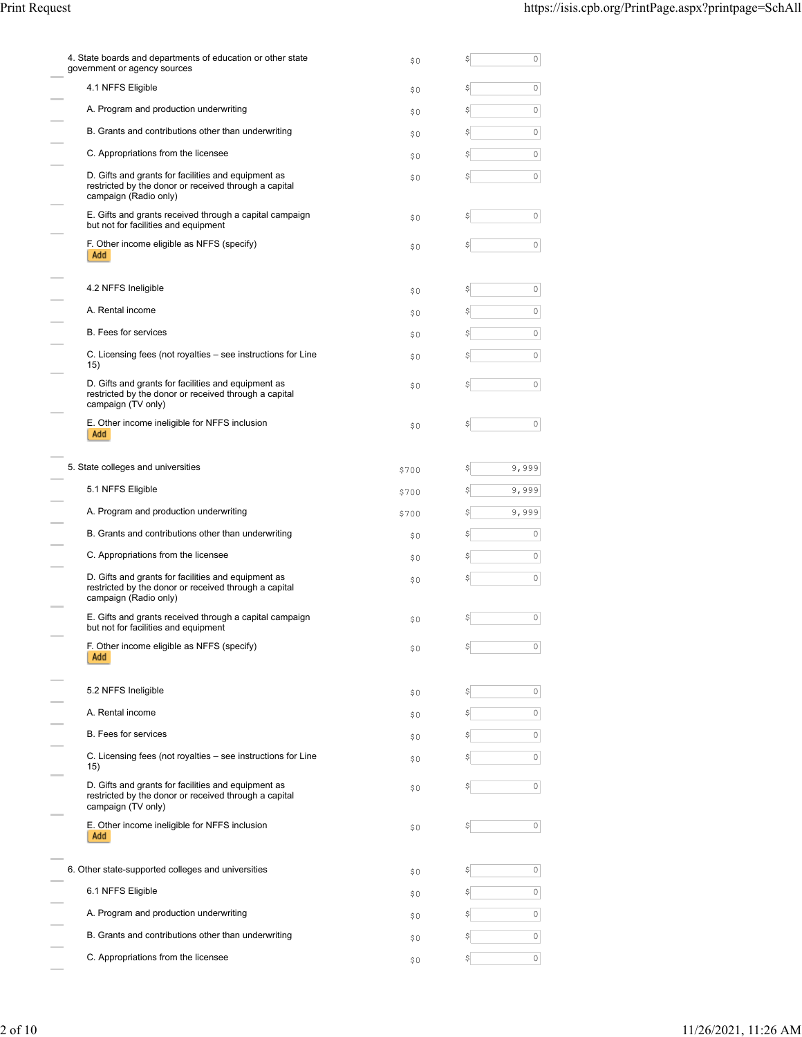| Item | Prior Year | Current Year |
|---|---|---|
| 4. State boards and departments of education or other state government or agency sources | $0 | $ 0 |
| 4.1 NFFS Eligible | $0 | $ 0 |
| A. Program and production underwriting | $0 | $ 0 |
| B. Grants and contributions other than underwriting | $0 | $ 0 |
| C. Appropriations from the licensee | $0 | $ 0 |
| D. Gifts and grants for facilities and equipment as restricted by the donor or received through a capital campaign (Radio only) | $0 | $ 0 |
| E. Gifts and grants received through a capital campaign but not for facilities and equipment | $0 | $ 0 |
| F. Other income eligible as NFFS (specify) Add | $0 | $ 0 |
| 4.2 NFFS Ineligible | $0 | $ 0 |
| A. Rental income | $0 | $ 0 |
| B. Fees for services | $0 | $ 0 |
| C. Licensing fees (not royalties – see instructions for Line 15) | $0 | $ 0 |
| D. Gifts and grants for facilities and equipment as restricted by the donor or received through a capital campaign (TV only) | $0 | $ 0 |
| E. Other income ineligible for NFFS inclusion Add | $0 | $ 0 |
| 5. State colleges and universities | $700 | $ 9,999 |
| 5.1 NFFS Eligible | $700 | $ 9,999 |
| A. Program and production underwriting | $700 | $ 9,999 |
| B. Grants and contributions other than underwriting | $0 | $ 0 |
| C. Appropriations from the licensee | $0 | $ 0 |
| D. Gifts and grants for facilities and equipment as restricted by the donor or received through a capital campaign (Radio only) | $0 | $ 0 |
| E. Gifts and grants received through a capital campaign but not for facilities and equipment | $0 | $ 0 |
| F. Other income eligible as NFFS (specify) Add | $0 | $ 0 |
| 5.2 NFFS Ineligible | $0 | $ 0 |
| A. Rental income | $0 | $ 0 |
| B. Fees for services | $0 | $ 0 |
| C. Licensing fees (not royalties – see instructions for Line 15) | $0 | $ 0 |
| D. Gifts and grants for facilities and equipment as restricted by the donor or received through a capital campaign (TV only) | $0 | $ 0 |
| E. Other income ineligible for NFFS inclusion Add | $0 | $ 0 |
| 6. Other state-supported colleges and universities | $0 | $ 0 |
| 6.1 NFFS Eligible | $0 | $ 0 |
| A. Program and production underwriting | $0 | $ 0 |
| B. Grants and contributions other than underwriting | $0 | $ 0 |
| C. Appropriations from the licensee | $0 | $ 0 |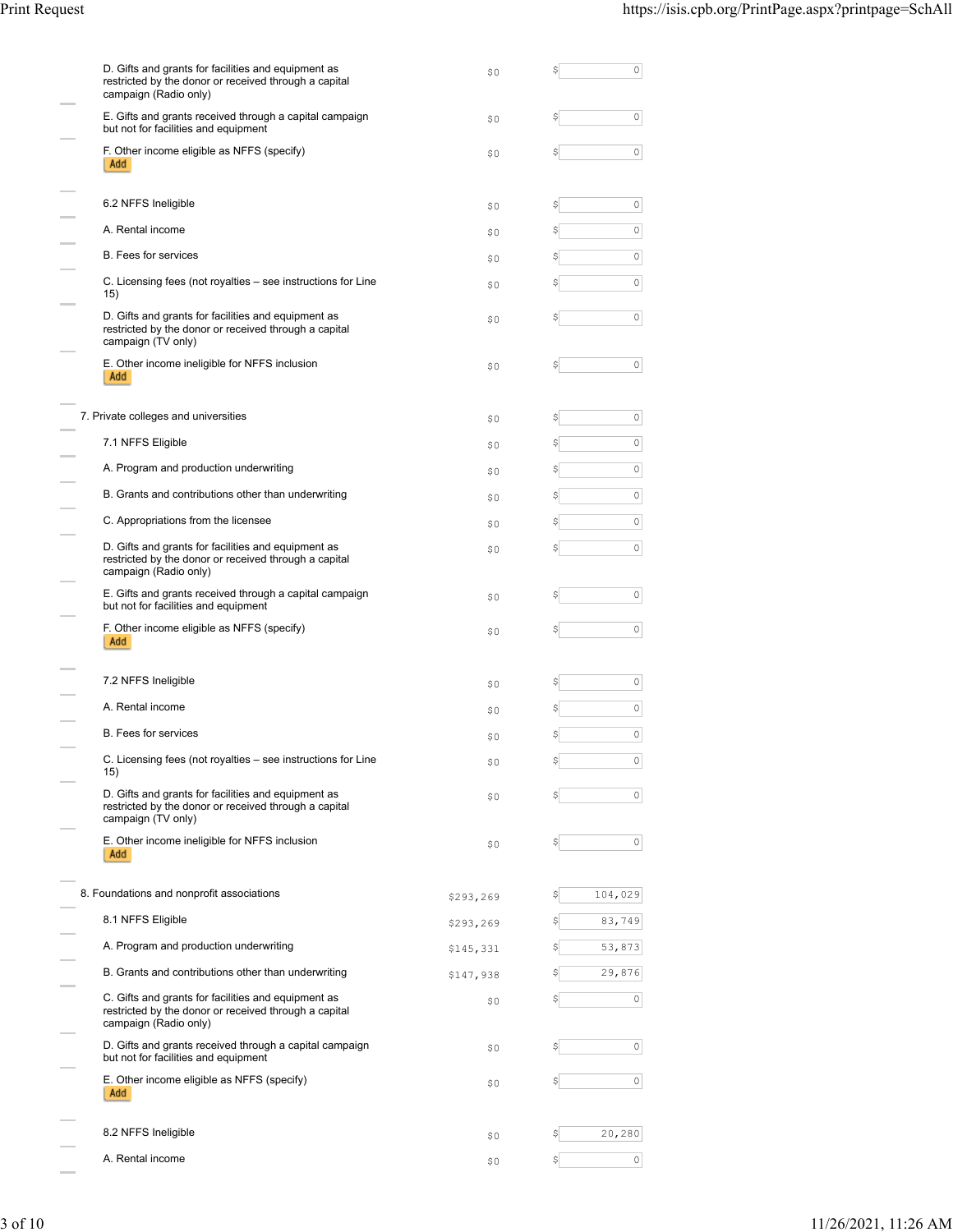| Item | Prior | Current |
| --- | --- | --- |
| D. Gifts and grants for facilities and equipment as restricted by the donor or received through a capital campaign (Radio only) | $0 | $ 0 |
| E. Gifts and grants received through a capital campaign but not for facilities and equipment | $0 | $ 0 |
| F. Other income eligible as NFFS (specify) Add | $0 | $ 0 |
| 6.2 NFFS Ineligible | $0 | $ 0 |
| A. Rental income | $0 | $ 0 |
| B. Fees for services | $0 | $ 0 |
| C. Licensing fees (not royalties – see instructions for Line 15) | $0 | $ 0 |
| D. Gifts and grants for facilities and equipment as restricted by the donor or received through a capital campaign (TV only) | $0 | $ 0 |
| E. Other income ineligible for NFFS inclusion Add | $0 | $ 0 |
| 7. Private colleges and universities | $0 | $ 0 |
| 7.1 NFFS Eligible | $0 | $ 0 |
| A. Program and production underwriting | $0 | $ 0 |
| B. Grants and contributions other than underwriting | $0 | $ 0 |
| C. Appropriations from the licensee | $0 | $ 0 |
| D. Gifts and grants for facilities and equipment as restricted by the donor or received through a capital campaign (Radio only) | $0 | $ 0 |
| E. Gifts and grants received through a capital campaign but not for facilities and equipment | $0 | $ 0 |
| F. Other income eligible as NFFS (specify) Add | $0 | $ 0 |
| 7.2 NFFS Ineligible | $0 | $ 0 |
| A. Rental income | $0 | $ 0 |
| B. Fees for services | $0 | $ 0 |
| C. Licensing fees (not royalties – see instructions for Line 15) | $0 | $ 0 |
| D. Gifts and grants for facilities and equipment as restricted by the donor or received through a capital campaign (TV only) | $0 | $ 0 |
| E. Other income ineligible for NFFS inclusion Add | $0 | $ 0 |
| 8. Foundations and nonprofit associations | $293,269 | $ 104,029 |
| 8.1 NFFS Eligible | $293,269 | $ 83,749 |
| A. Program and production underwriting | $145,331 | $ 53,873 |
| B. Grants and contributions other than underwriting | $147,938 | $ 29,876 |
| C. Gifts and grants for facilities and equipment as restricted by the donor or received through a capital campaign (Radio only) | $0 | $ 0 |
| D. Gifts and grants received through a capital campaign but not for facilities and equipment | $0 | $ 0 |
| E. Other income eligible as NFFS (specify) Add | $0 | $ 0 |
| 8.2 NFFS Ineligible | $0 | $ 20,280 |
| A. Rental income | $0 | $ 0 |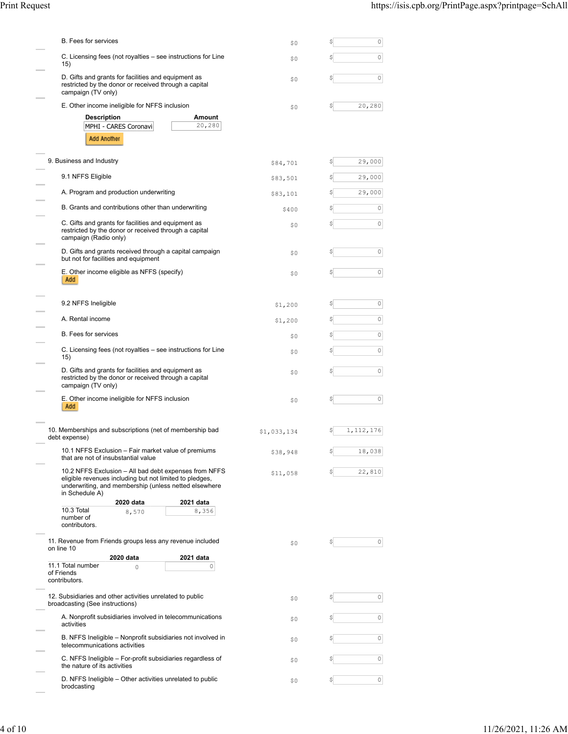| Line | 2020 | 2021 |
|---|---|---|
| B. Fees for services | $0 | $ 0 |
| C. Licensing fees (not royalties – see instructions for Line 15) | $0 | $ 0 |
| D. Gifts and grants for facilities and equipment as restricted by the donor or received through a capital campaign (TV only) | $0 | $ 0 |
| E. Other income ineligible for NFFS inclusion | $0 | $ 20,280 |

| Description | Amount |
|---|---|
| MPHI - CARES Coronavi | 20,280 |

Add Another

| Line | 2020 | 2021 |
|---|---|---|
| 9. Business and Industry | $84,701 | $ 29,000 |
| 9.1 NFFS Eligible | $83,501 | $ 29,000 |
| A. Program and production underwriting | $83,101 | $ 29,000 |
| B. Grants and contributions other than underwriting | $400 | $ 0 |
| C. Gifts and grants for facilities and equipment as restricted by the donor or received through a capital campaign (Radio only) | $0 | $ 0 |
| D. Gifts and grants received through a capital campaign but not for facilities and equipment | $0 | $ 0 |
| E. Other income eligible as NFFS (specify) Add | $0 | $ 0 |
| 9.2 NFFS Ineligible | $1,200 | $ 0 |
| A. Rental income | $1,200 | $ 0 |
| B. Fees for services | $0 | $ 0 |
| C. Licensing fees (not royalties – see instructions for Line 15) | $0 | $ 0 |
| D. Gifts and grants for facilities and equipment as restricted by the donor or received through a capital campaign (TV only) | $0 | $ 0 |
| E. Other income ineligible for NFFS inclusion Add | $0 | $ 0 |
| 10. Memberships and subscriptions (net of membership bad debt expense) | $1,033,134 | $ 1,112,176 |
| 10.1 NFFS Exclusion – Fair market value of premiums that are not of insubstantial value | $38,948 | $ 18,038 |
| 10.2 NFFS Exclusion – All bad debt expenses from NFFS eligible revenues including but not limited to pledges, underwriting, and membership (unless netted elsewhere in Schedule A) | $11,058 | $ 22,810 |

| | 2020 data | 2021 data |
|---|---|---|
| 10.3 Total number of contributors. | 8,570 | 8,356 |

| Line | 2020 | 2021 |
|---|---|---|
| 11. Revenue from Friends groups less any revenue included on line 10 | $0 | $ 0 |

| | 2020 data | 2021 data |
|---|---|---|
| 11.1 Total number of Friends contributors. | 0 | 0 |

| Line | 2020 | 2021 |
|---|---|---|
| 12. Subsidiaries and other activities unrelated to public broadcasting (See instructions) | $0 | $ 0 |
| A. Nonprofit subsidiaries involved in telecommunications activities | $0 | $ 0 |
| B. NFFS Ineligible – Nonprofit subsidiaries not involved in telecommunications activities | $0 | $ 0 |
| C. NFFS Ineligible – For-profit subsidiaries regardless of the nature of its activities | $0 | $ 0 |
| D. NFFS Ineligible – Other activities unrelated to public brodcasting | $0 | $ 0 |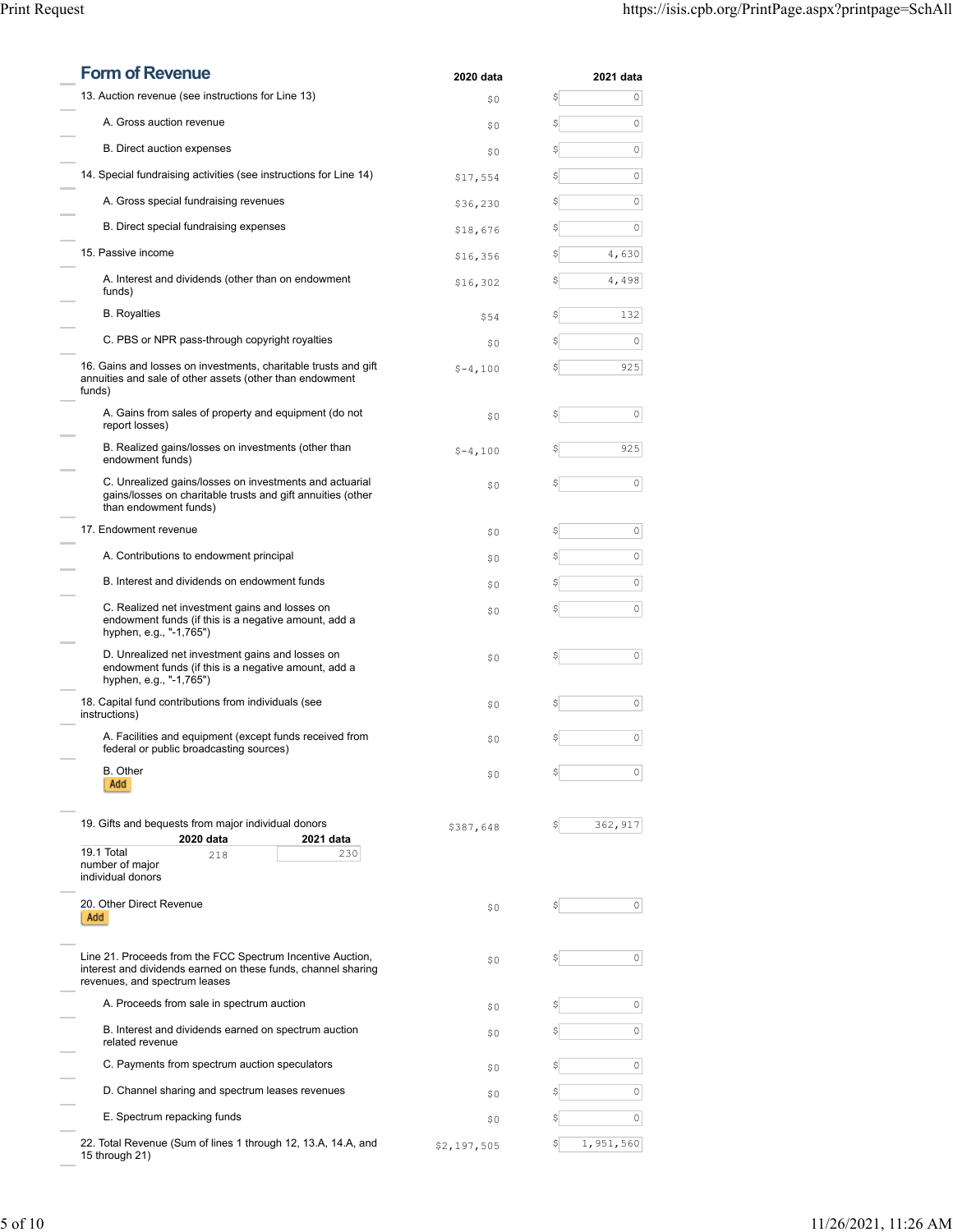## Form of Revenue

| | 2020 data | 2021 data |
|---|---|---|
| 13. Auction revenue (see instructions for Line 13) | $0 | $ 0 |
| A. Gross auction revenue | $0 | $ 0 |
| B. Direct auction expenses | $0 | $ 0 |
| 14. Special fundraising activities (see instructions for Line 14) | $17,554 | $ 0 |
| A. Gross special fundraising revenues | $36,230 | $ 0 |
| B. Direct special fundraising expenses | $18,676 | $ 0 |
| 15. Passive income | $16,356 | $ 4,630 |
| A. Interest and dividends (other than on endowment funds) | $16,302 | $ 4,498 |
| B. Royalties | $54 | $ 132 |
| C. PBS or NPR pass-through copyright royalties | $0 | $ 0 |
| 16. Gains and losses on investments, charitable trusts and gift annuities and sale of other assets (other than endowment funds) | $-4,100 | $ 925 |
| A. Gains from sales of property and equipment (do not report losses) | $0 | $ 0 |
| B. Realized gains/losses on investments (other than endowment funds) | $-4,100 | $ 925 |
| C. Unrealized gains/losses on investments and actuarial gains/losses on charitable trusts and gift annuities (other than endowment funds) | $0 | $ 0 |
| 17. Endowment revenue | $0 | $ 0 |
| A. Contributions to endowment principal | $0 | $ 0 |
| B. Interest and dividends on endowment funds | $0 | $ 0 |
| C. Realized net investment gains and losses on endowment funds (if this is a negative amount, add a hyphen, e.g., "-1,765") | $0 | $ 0 |
| D. Unrealized net investment gains and losses on endowment funds (if this is a negative amount, add a hyphen, e.g., "-1,765") | $0 | $ 0 |
| 18. Capital fund contributions from individuals (see instructions) | $0 | $ 0 |
| A. Facilities and equipment (except funds received from federal or public broadcasting sources) | $0 | $ 0 |
| B. Other (Add) | $0 | $ 0 |
| 19. Gifts and bequests from major individual donors | $387,648 | $ 362,917 |
| 20. Other Direct Revenue (Add) | $0 | $ 0 |
| Line 21. Proceeds from the FCC Spectrum Incentive Auction, interest and dividends earned on these funds, channel sharing revenues, and spectrum leases | $0 | $ 0 |
| A. Proceeds from sale in spectrum auction | $0 | $ 0 |
| B. Interest and dividends earned on spectrum auction related revenue | $0 | $ 0 |
| C. Payments from spectrum auction speculators | $0 | $ 0 |
| D. Channel sharing and spectrum leases revenues | $0 | $ 0 |
| E. Spectrum repacking funds | $0 | $ 0 |
| 22. Total Revenue (Sum of lines 1 through 12, 13.A, 14.A, and 15 through 21) | $2,197,505 | $ 1,951,560 |

| | 2020 data | 2021 data |
|---|---|---|
| 19.1 Total number of major individual donors | 218 | 230 |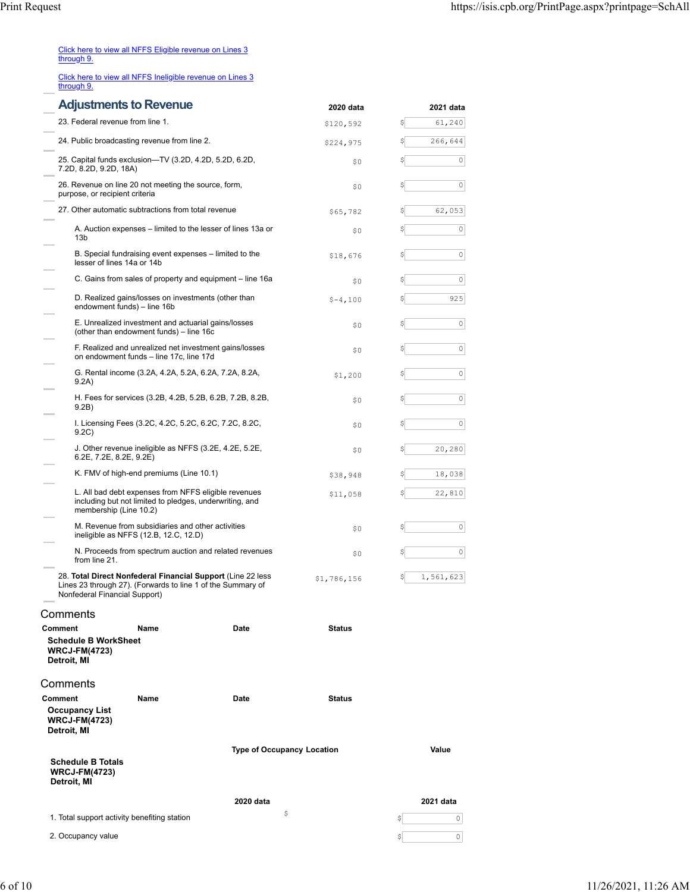[Click here to view all NFFS Eligible revenue on Lines 3 through 9.]

[Click here to view all NFFS Ineligible revenue on Lines 3 through 9.]

## Adjustments to Revenue

| | 2020 data | 2021 data |
|---|---|---|
| 23. Federal revenue from line 1. | $120,592 | $ 61,240 |
| 24. Public broadcasting revenue from line 2. | $224,975 | $ 266,644 |
| 25. Capital funds exclusion—TV (3.2D, 4.2D, 5.2D, 6.2D, 7.2D, 8.2D, 9.2D, 18A) | $0 | $ 0 |
| 26. Revenue on line 20 not meeting the source, form, purpose, or recipient criteria | $0 | $ 0 |
| 27. Other automatic subtractions from total revenue | $65,782 | $ 62,053 |
| A. Auction expenses – limited to the lesser of lines 13a or 13b | $0 | $ 0 |
| B. Special fundraising event expenses – limited to the lesser of lines 14a or 14b | $18,676 | $ 0 |
| C. Gains from sales of property and equipment – line 16a | $0 | $ 0 |
| D. Realized gains/losses on investments (other than endowment funds) – line 16b | $-4,100 | $ 925 |
| E. Unrealized investment and actuarial gains/losses (other than endowment funds) – line 16c | $0 | $ 0 |
| F. Realized and unrealized net investment gains/losses on endowment funds – line 17c, line 17d | $0 | $ 0 |
| G. Rental income (3.2A, 4.2A, 5.2A, 6.2A, 7.2A, 8.2A, 9.2A) | $1,200 | $ 0 |
| H. Fees for services (3.2B, 4.2B, 5.2B, 6.2B, 7.2B, 8.2B, 9.2B) | $0 | $ 0 |
| I. Licensing Fees (3.2C, 4.2C, 5.2C, 6.2C, 7.2C, 8.2C, 9.2C) | $0 | $ 0 |
| J. Other revenue ineligible as NFFS (3.2E, 4.2E, 5.2E, 6.2E, 7.2E, 8.2E, 9.2E) | $0 | $ 20,280 |
| K. FMV of high-end premiums (Line 10.1) | $38,948 | $ 18,038 |
| L. All bad debt expenses from NFFS eligible revenues including but not limited to pledges, underwriting, and membership (Line 10.2) | $11,058 | $ 22,810 |
| M. Revenue from subsidiaries and other activities ineligible as NFFS (12.B, 12.C, 12.D) | $0 | $ 0 |
| N. Proceeds from spectrum auction and related revenues from line 21. | $0 | $ 0 |
| 28. **Total Direct Nonfederal Financial Support** (Line 22 less Lines 23 through 27). (Forwards to line 1 of the Summary of Nonfederal Financial Support) | $1,786,156 | $ 1,561,623 |

### Comments

| Comment | Name | Date | Status |
|---|---|---|---|

**Schedule B WorkSheet**
**WRCJ-FM(4723)**
**Detroit, MI**

### Comments

| Comment | Name | Date | Status |
|---|---|---|---|

**Occupancy List**
**WRCJ-FM(4723)**
**Detroit, MI**

| | Type of Occupancy Location | Value |
|---|---|---|

**Schedule B Totals**
**WRCJ-FM(4723)**
**Detroit, MI**

| | 2020 data | 2021 data |
|---|---|---|
| 1. Total support activity benefiting station | $ | $ 0 |
| 2. Occupancy value | | $ 0 |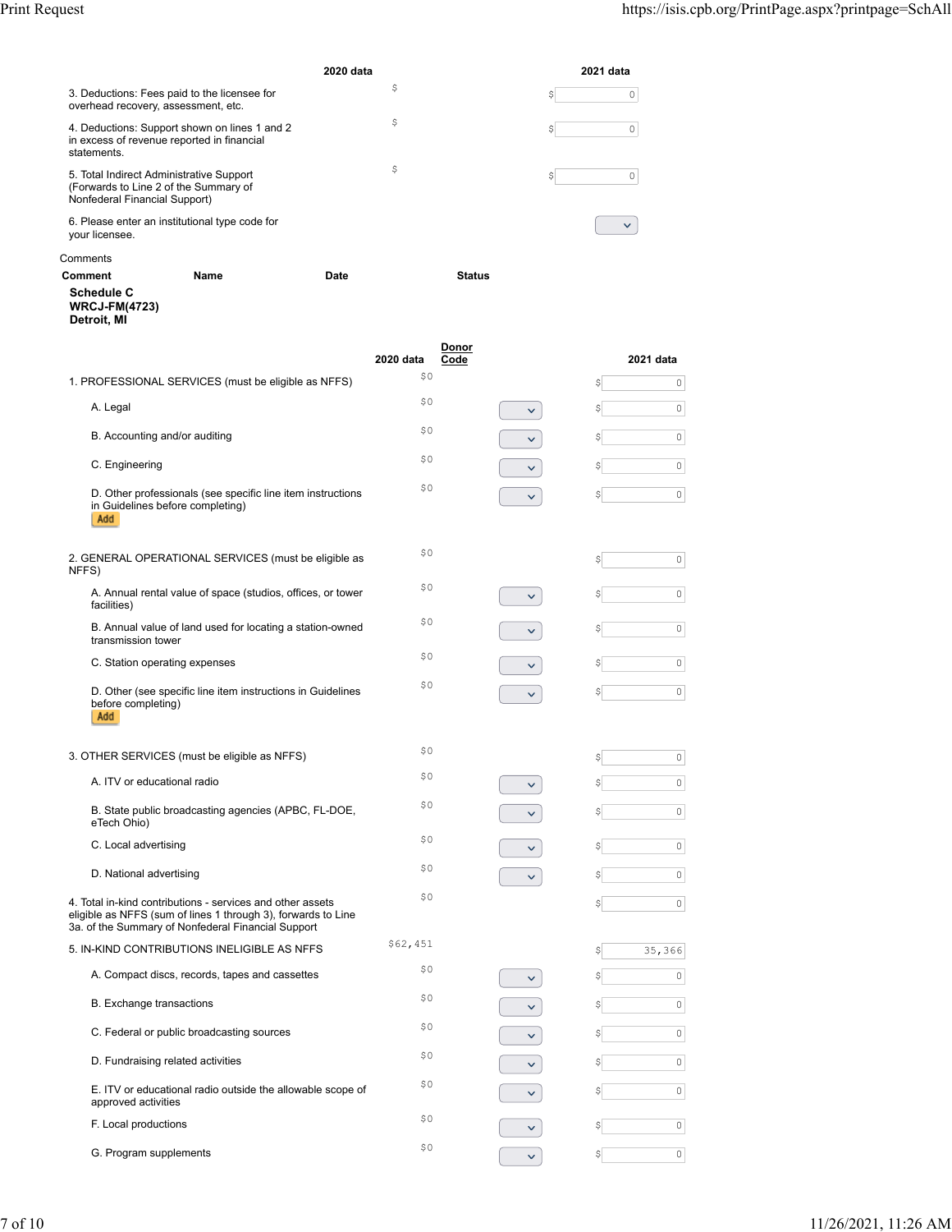| | 2020 data | 2021 data |
|---|---|---|
| 3. Deductions: Fees paid to the licensee for overhead recovery, assessment, etc. | $ | $ 0 |
| 4. Deductions: Support shown on lines 1 and 2 in excess of revenue reported in financial statements. | $ | $ 0 |
| 5. Total Indirect Administrative Support (Forwards to Line 2 of the Summary of Nonfederal Financial Support) | $ | $ 0 |
| 6. Please enter an institutional type code for your licensee. | | |

Comments

| Comment | Name | Date | Status |
|---|---|---|---|

**Schedule C**
**WRCJ-FM(4723)**
**Detroit, MI**

| | 2020 data | Donor Code | 2021 data |
|---|---|---|---|
| 1. PROFESSIONAL SERVICES (must be eligible as NFFS) | $0 | | $ 0 |
| A. Legal | $0 | | $ 0 |
| B. Accounting and/or auditing | $0 | | $ 0 |
| C. Engineering | $0 | | $ 0 |
| D. Other professionals (see specific line item instructions in Guidelines before completing) Add | $0 | | $ 0 |
| 2. GENERAL OPERATIONAL SERVICES (must be eligible as NFFS) | $0 | | $ 0 |
| A. Annual rental value of space (studios, offices, or tower facilities) | $0 | | $ 0 |
| B. Annual value of land used for locating a station-owned transmission tower | $0 | | $ 0 |
| C. Station operating expenses | $0 | | $ 0 |
| D. Other (see specific line item instructions in Guidelines before completing) Add | $0 | | $ 0 |
| 3. OTHER SERVICES (must be eligible as NFFS) | $0 | | $ 0 |
| A. ITV or educational radio | $0 | | $ 0 |
| B. State public broadcasting agencies (APBC, FL-DOE, eTech Ohio) | $0 | | $ 0 |
| C. Local advertising | $0 | | $ 0 |
| D. National advertising | $0 | | $ 0 |
| 4. Total in-kind contributions - services and other assets eligible as NFFS (sum of lines 1 through 3), forwards to Line 3a. of the Summary of Nonfederal Financial Support | $0 | | $ 0 |
| 5. IN-KIND CONTRIBUTIONS INELIGIBLE AS NFFS | $62,451 | | $ 35,366 |
| A. Compact discs, records, tapes and cassettes | $0 | | $ 0 |
| B. Exchange transactions | $0 | | $ 0 |
| C. Federal or public broadcasting sources | $0 | | $ 0 |
| D. Fundraising related activities | $0 | | $ 0 |
| E. ITV or educational radio outside the allowable scope of approved activities | $0 | | $ 0 |
| F. Local productions | $0 | | $ 0 |
| G. Program supplements | $0 | | $ 0 |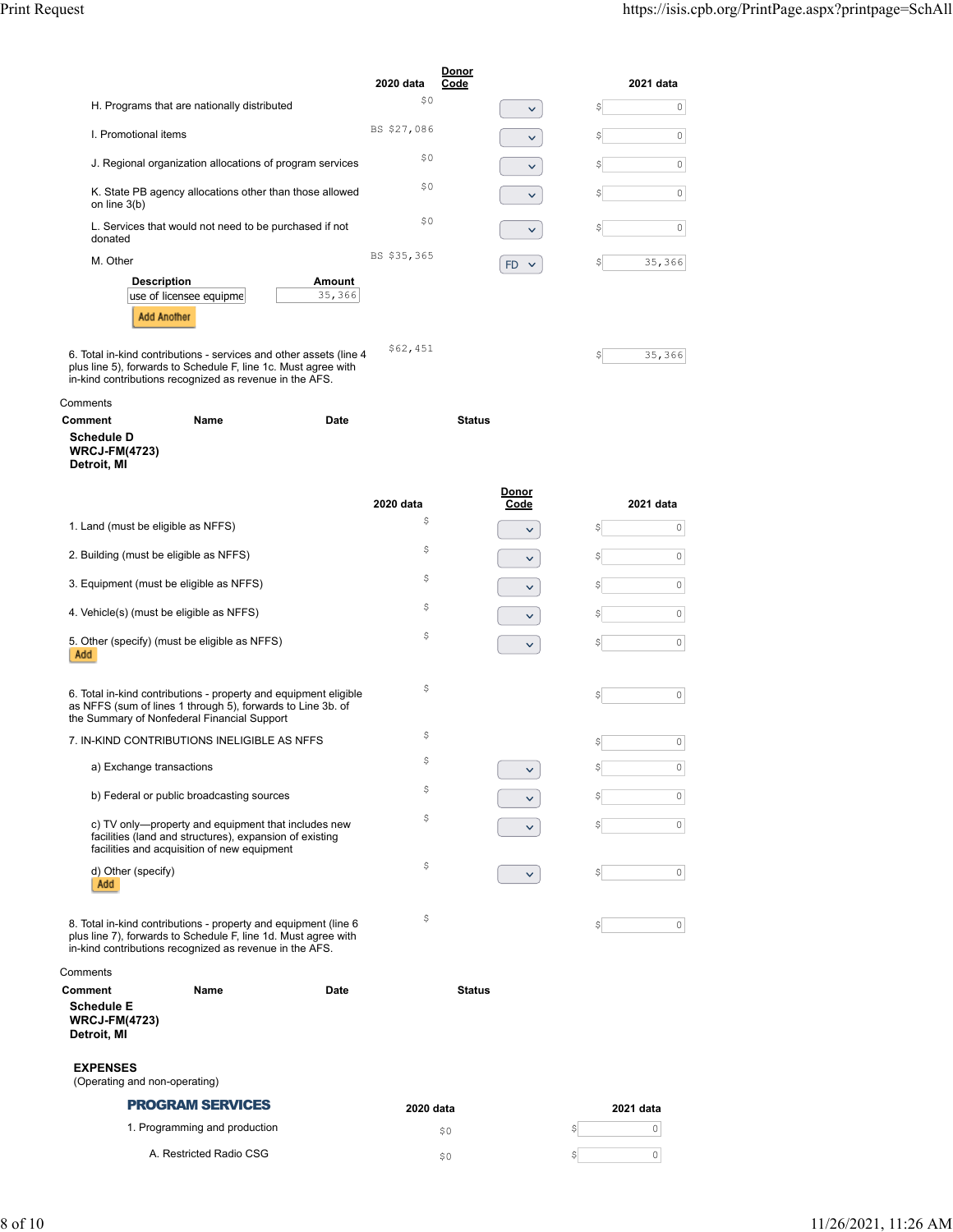| | 2020 data | Donor Code | 2021 data |
|---|---|---|---|
| H. Programs that are nationally distributed | $0 | | $ 0 |
| I. Promotional items | BS $27,086 | | $ 0 |
| J. Regional organization allocations of program services | $0 | | $ 0 |
| K. State PB agency allocations other than those allowed on line 3(b) | $0 | | $ 0 |
| L. Services that would not need to be purchased if not donated | $0 | | $ 0 |
| M. Other | BS $35,365 | FD | $ 35,366 |

| Description | Amount |
|---|---|
| use of licensee equipme | 35,366 |

Add Another

| | 2020 data | | 2021 data |
|---|---|---|---|
| 6. Total in-kind contributions - services and other assets (line 4 plus line 5), forwards to Schedule F, line 1c. Must agree with in-kind contributions recognized as revenue in the AFS. | $62,451 | | $ 35,366 |

Comments

| Comment | Name | Date | Status |
|---|---|---|---|

**Schedule D**
**WRCJ-FM(4723)**
**Detroit, MI**

| | 2020 data | Donor Code | 2021 data |
|---|---|---|---|
| 1. Land (must be eligible as NFFS) | $ | | $ 0 |
| 2. Building (must be eligible as NFFS) | $ | | $ 0 |
| 3. Equipment (must be eligible as NFFS) | $ | | $ 0 |
| 4. Vehicle(s) (must be eligible as NFFS) | $ | | $ 0 |
| 5. Other (specify) (must be eligible as NFFS) Add | $ | | $ 0 |
| 6. Total in-kind contributions - property and equipment eligible as NFFS (sum of lines 1 through 5), forwards to Line 3b. of the Summary of Nonfederal Financial Support | $ | | $ 0 |
| 7. IN-KIND CONTRIBUTIONS INELIGIBLE AS NFFS | $ | | $ 0 |
| a) Exchange transactions | $ | | $ 0 |
| b) Federal or public broadcasting sources | $ | | $ 0 |
| c) TV only—property and equipment that includes new facilities (land and structures), expansion of existing facilities and acquisition of new equipment | $ | | $ 0 |
| d) Other (specify) Add | $ | | $ 0 |
| 8. Total in-kind contributions - property and equipment (line 6 plus line 7), forwards to Schedule F, line 1d. Must agree with in-kind contributions recognized as revenue in the AFS. | $ | | $ 0 |

Comments

| Comment | Name | Date | Status |
|---|---|---|---|

**Schedule E**
**WRCJ-FM(4723)**
**Detroit, MI**

**EXPENSES**
(Operating and non-operating)

## PROGRAM SERVICES

| | 2020 data | 2021 data |
|---|---|---|
| 1. Programming and production | $0 | $ 0 |
| A. Restricted Radio CSG | $0 | $ 0 |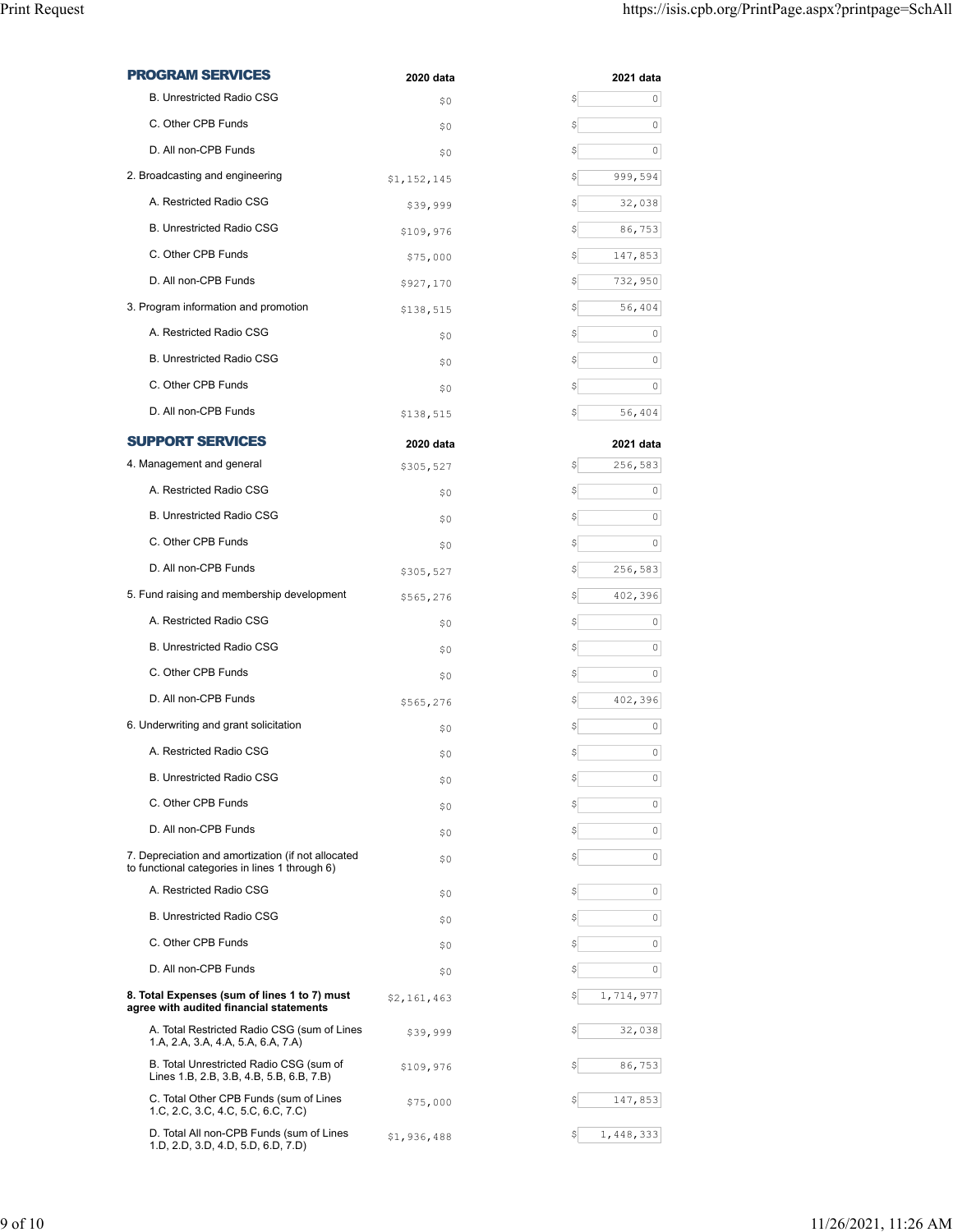## PROGRAM SERVICES

| PROGRAM SERVICES | 2020 data | 2021 data |
|---|---|---|
| B. Unrestricted Radio CSG | $0 | $ 0 |
| C. Other CPB Funds | $0 | $ 0 |
| D. All non-CPB Funds | $0 | $ 0 |
| 2. Broadcasting and engineering | $1,152,145 | $ 999,594 |
| A. Restricted Radio CSG | $39,999 | $ 32,038 |
| B. Unrestricted Radio CSG | $109,976 | $ 86,753 |
| C. Other CPB Funds | $75,000 | $ 147,853 |
| D. All non-CPB Funds | $927,170 | $ 732,950 |
| 3. Program information and promotion | $138,515 | $ 56,404 |
| A. Restricted Radio CSG | $0 | $ 0 |
| B. Unrestricted Radio CSG | $0 | $ 0 |
| C. Other CPB Funds | $0 | $ 0 |
| D. All non-CPB Funds | $138,515 | $ 56,404 |

## SUPPORT SERVICES

| SUPPORT SERVICES | 2020 data | 2021 data |
|---|---|---|
| 4. Management and general | $305,527 | $ 256,583 |
| A. Restricted Radio CSG | $0 | $ 0 |
| B. Unrestricted Radio CSG | $0 | $ 0 |
| C. Other CPB Funds | $0 | $ 0 |
| D. All non-CPB Funds | $305,527 | $ 256,583 |
| 5. Fund raising and membership development | $565,276 | $ 402,396 |
| A. Restricted Radio CSG | $0 | $ 0 |
| B. Unrestricted Radio CSG | $0 | $ 0 |
| C. Other CPB Funds | $0 | $ 0 |
| D. All non-CPB Funds | $565,276 | $ 402,396 |
| 6. Underwriting and grant solicitation | $0 | $ 0 |
| A. Restricted Radio CSG | $0 | $ 0 |
| B. Unrestricted Radio CSG | $0 | $ 0 |
| C. Other CPB Funds | $0 | $ 0 |
| D. All non-CPB Funds | $0 | $ 0 |
| 7. Depreciation and amortization (if not allocated to functional categories in lines 1 through 6) | $0 | $ 0 |
| A. Restricted Radio CSG | $0 | $ 0 |
| B. Unrestricted Radio CSG | $0 | $ 0 |
| C. Other CPB Funds | $0 | $ 0 |
| D. All non-CPB Funds | $0 | $ 0 |
| **8. Total Expenses (sum of lines 1 to 7) must agree with audited financial statements** | $2,161,463 | $ 1,714,977 |
| A. Total Restricted Radio CSG (sum of Lines 1.A, 2.A, 3.A, 4.A, 5.A, 6.A, 7.A) | $39,999 | $ 32,038 |
| B. Total Unrestricted Radio CSG (sum of Lines 1.B, 2.B, 3.B, 4.B, 5.B, 6.B, 7.B) | $109,976 | $ 86,753 |
| C. Total Other CPB Funds (sum of Lines 1.C, 2.C, 3.C, 4.C, 5.C, 6.C, 7.C) | $75,000 | $ 147,853 |
| D. Total All non-CPB Funds (sum of Lines 1.D, 2.D, 3.D, 4.D, 5.D, 6.D, 7.D) | $1,936,488 | $ 1,448,333 |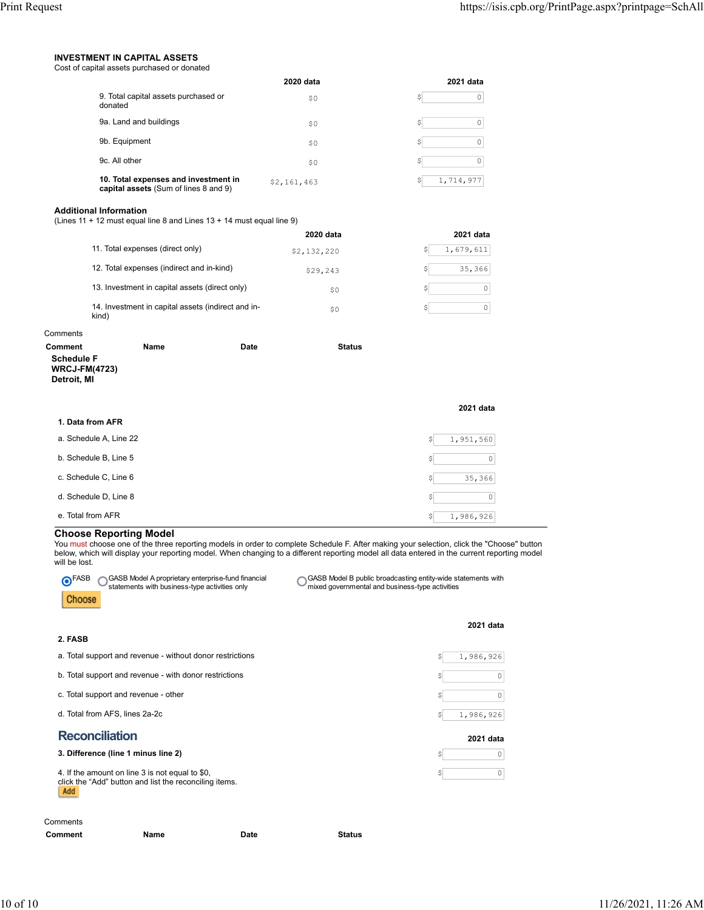## INVESTMENT IN CAPITAL ASSETS

Cost of capital assets purchased or donated

| | 2020 data | 2021 data |
|---|---|---|
| 9. Total capital assets purchased or donated | $0 | $ 0 |
| 9a. Land and buildings | $0 | $ 0 |
| 9b. Equipment | $0 | $ 0 |
| 9c. All other | $0 | $ 0 |
| **10. Total expenses and investment in capital assets** (Sum of lines 8 and 9) | $2,161,463 | $ 1,714,977 |

## Additional Information

(Lines 11 + 12 must equal line 8 and Lines 13 + 14 must equal line 9)

| | 2020 data | 2021 data |
|---|---|---|
| 11. Total expenses (direct only) | $2,132,220 | $ 1,679,611 |
| 12. Total expenses (indirect and in-kind) | $29,243 | $ 35,366 |
| 13. Investment in capital assets (direct only) | $0 | $ 0 |
| 14. Investment in capital assets (indirect and in-kind) | $0 | $ 0 |

Comments

| Comment | Name | Date | Status |
|---|---|---|---|

**Schedule F**
**WRCJ-FM(4723)**
**Detroit, MI**

| | 2021 data |
|---|---|
| **1. Data from AFR** | |
| a. Schedule A, Line 22 | $ 1,951,560 |
| b. Schedule B, Line 5 | $ 0 |
| c. Schedule C, Line 6 | $ 35,366 |
| d. Schedule D, Line 8 | $ 0 |
| e. Total from AFR | $ 1,986,926 |

## Choose Reporting Model

You must choose one of the three reporting models in order to complete Schedule F. After making your selection, click the "Choose" button below, which will display your reporting model. When changing to a different reporting model all data entered in the current reporting model will be lost.

- (●) FASB
- ( ) GASB Model A proprietary enterprise-fund financial statements with business-type activities only
- ( ) GASB Model B public broadcasting entity-wide statements with mixed governmental and business-type activities

Choose

| | 2021 data |
|---|---|
| **2. FASB** | |
| a. Total support and revenue - without donor restrictions | $ 1,986,926 |
| b. Total support and revenue - with donor restrictions | $ 0 |
| c. Total support and revenue - other | $ 0 |
| d. Total from AFS, lines 2a-2c | $ 1,986,926 |

## Reconciliation

| | 2021 data |
|---|---|
| **3. Difference (line 1 minus line 2)** | $ 0 |
| 4. If the amount on line 3 is not equal to $0, click the "Add" button and list the reconciling items. | $ 0 |

Add

Comments

| Comment | Name | Date | Status |
|---|---|---|---|